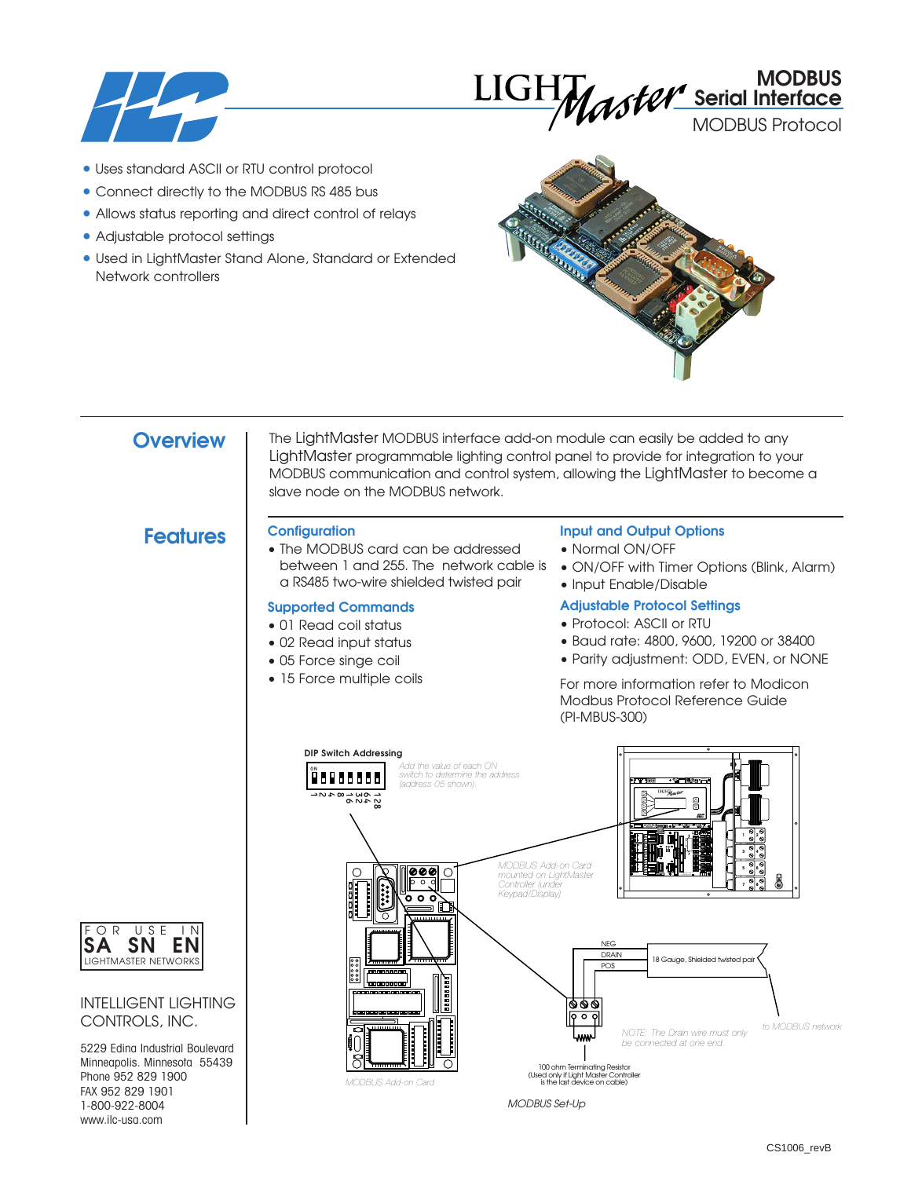# LIGHTMaster MODBUS Serial Interface

## MODBUS Protocol

- Uses standard ASCII or RTU control protocol
- Connect directly to the MODBUS RS 485 bus
- Allows status reporting and direct control of relays
- Adjustable protocol settings
- Used in LightMaster Stand Alone, Standard or Extended Network controllers

## Overview

The LightMaster MODBUS interface add-on module can easily be added to any LightMaster programmable lighting control panel to provide for integration to your MODBUS communication and control system, allowing the LightMaster to become a slave node on the MODBUS network.

## Features

### Configuration

- The MODBUS card can be addressed between 1 and 255. The network cable is a RS485 two-wire shielded twisted pair

### Supported Commands

- 01 Read coil status
- 02 Read input status
- 05 Force singe coil
- 15 Force multiple coils

### Input and Output Options

- Normal ON/OFF
- ON/OFF with Timer Options (Blink, Alarm)
- Input Enable/Disable

### Adjustable Protocol Settings

- Protocol: ASCII or RTU
- Baud rate: 4800, 9600, 19200 or 38400
- Parity adjustment: ODD, EVEN, or NONE

For more information refer to Modicon Modbus Protocol Reference Guide (PI-MBUS-300)

**DIP Switch Addressing**

*Add the value of each ON switch to determine the address (address 05 shown).*

1 2 4 8 16 32 64 128

*MODBUS Add-on Card mounted on LightMaster Controller (under Keypad/Display)*

NEG
DRAIN
POS

18 Gauge, Shielded twisted pair

*NOTE: The Drain wire must only be connected at one end.*

*to MODBUS network*

100 ohm Terminating Resistor (Used only if Light Master Controller is the last device on cable)

*MODBUS Add-on Card*

*MODBUS Set-Up*

FOR USE IN SA SN EN LIGHTMASTER NETWORKS

INTELLIGENT LIGHTING CONTROLS, INC.

5229 Edina Industrial Boulevard
Minneapolis, Minnesota 55439
Phone 952 829 1900
FAX 952 829 1901
1-800-922-8004
www.ilc-usa.com

CS1006_revB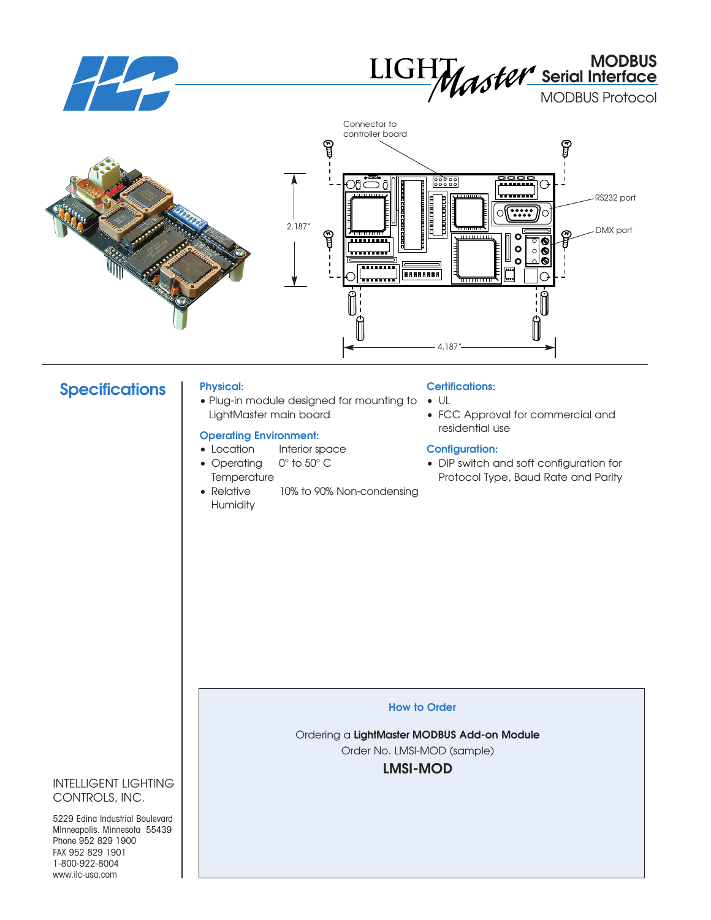LIGHT*Master*

# MODBUS Serial Interface

MODBUS Protocol

Connector to controller board

RS232 port

DMX port

2.187"

4.187"

## Specifications

### Physical:

- Plug-in module designed for mounting to LightMaster main board

### Operating Environment:

- Location: Interior space
- Operating Temperature: 0° to 50° C
- Relative Humidity: 10% to 90% Non-condensing

### Certifications:

- UL
- FCC Approval for commercial and residential use

### Configuration:

- DIP switch and soft configuration for Protocol Type, Baud Rate and Parity

### How to Order

Ordering a **LightMaster MODBUS Add-on Module**

Order No. LMSI-MOD (sample)

**LMSI-MOD**

INTELLIGENT LIGHTING CONTROLS, INC.

5229 Edina Industrial Boulevard
Minneapolis, Minnesota 55439
Phone 952 829 1900
FAX 952 829 1901
1-800-922-8004
www.ilc-usa.com